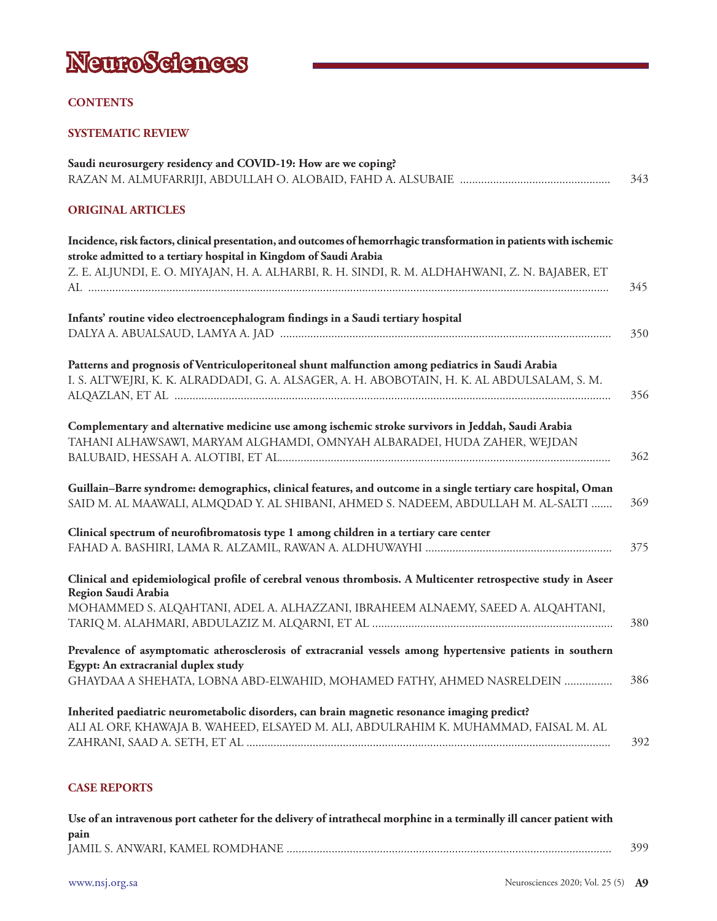# NeuroSciences

## CONTENTS

### SYSTEMATIC REVIEW

**Saudi neurosurgery residency and COVID-19: How are we coping?**
RAZAN M. ALMUFARRIJI, ABDULLAH O. ALOBAID, FAHD A. ALSUBAIE ................................................. 343

### ORIGINAL ARTICLES

**Incidence, risk factors, clinical presentation, and outcomes of hemorrhagic transformation in patients with ischemic stroke admitted to a tertiary hospital in Kingdom of Saudi Arabia**
Z. E. ALJUNDI, E. O. MIYAJAN, H. A. ALHARBI, R. H. SINDI, R. M. ALDHAHWANI, Z. N. BAJABER, ET AL ........................................................................................................................................................... 345

**Infants' routine video electroencephalogram findings in a Saudi tertiary hospital**
DALYA A. ABUALSAUD, LAMYA A. JAD ............................................................................................................ 350

**Patterns and prognosis of Ventriculoperitoneal shunt malfunction among pediatrics in Saudi Arabia**
I. S. ALTWEJRI, K. K. ALRADDADI, G. A. ALSAGER, A. H. ABOBOTAIN, H. K. AL ABDULSALAM, S. M. ALQAZLAN, ET AL ................................................................................................................................................ 356

**Complementary and alternative medicine use among ischemic stroke survivors in Jeddah, Saudi Arabia**
TAHANI ALHAWSAWI, MARYAM ALGHAMDI, OMNYAH ALBARADEI, HUDA ZAHER, WEJDAN BALUBAID, HESSAH A. ALOTIBI, ET AL............................................................................................................ 362

**Guillain–Barre syndrome: demographics, clinical features, and outcome in a single tertiary care hospital, Oman**
SAID M. AL MAAWALI, ALMQDAD Y. AL SHIBANI, AHMED S. NADEEM, ABDULLAH M. AL-SALTI ....... 369

**Clinical spectrum of neurofibromatosis type 1 among children in a tertiary care center**
FAHAD A. BASHIRI, LAMA R. ALZAMIL, RAWAN A. ALDHUWAYHI ............................................................. 375

**Clinical and epidemiological profile of cerebral venous thrombosis. A Multicenter retrospective study in Aseer Region Saudi Arabia**
MOHAMMED S. ALQAHTANI, ADEL A. ALHAZZANI, IBRAHEEM ALNAEMY, SAEED A. ALQAHTANI, TARIQ M. ALAHMARI, ABDULAZIZ M. ALQARNI, ET AL ................................................................................ 380

**Prevalence of asymptomatic atherosclerosis of extracranial vessels among hypertensive patients in southern Egypt: An extracranial duplex study**
GHAYDAA A SHEHATA, LOBNA ABD-ELWAHID, MOHAMED FATHY, AHMED NASRELDEIN ................ 386

**Inherited paediatric neurometabolic disorders, can brain magnetic resonance imaging predict?**
ALI AL ORF, KHAWAJA B. WAHEED, ELSAYED M. ALI, ABDULRAHIM K. MUHAMMAD, FAISAL M. AL ZAHRANI, SAAD A. SETH, ET AL ........................................................................................................................ 392

### CASE REPORTS

**Use of an intravenous port catheter for the delivery of intrathecal morphine in a terminally ill cancer patient with pain**
JAMIL S. ANWARI, KAMEL ROMDHANE ........................................................................................................... 399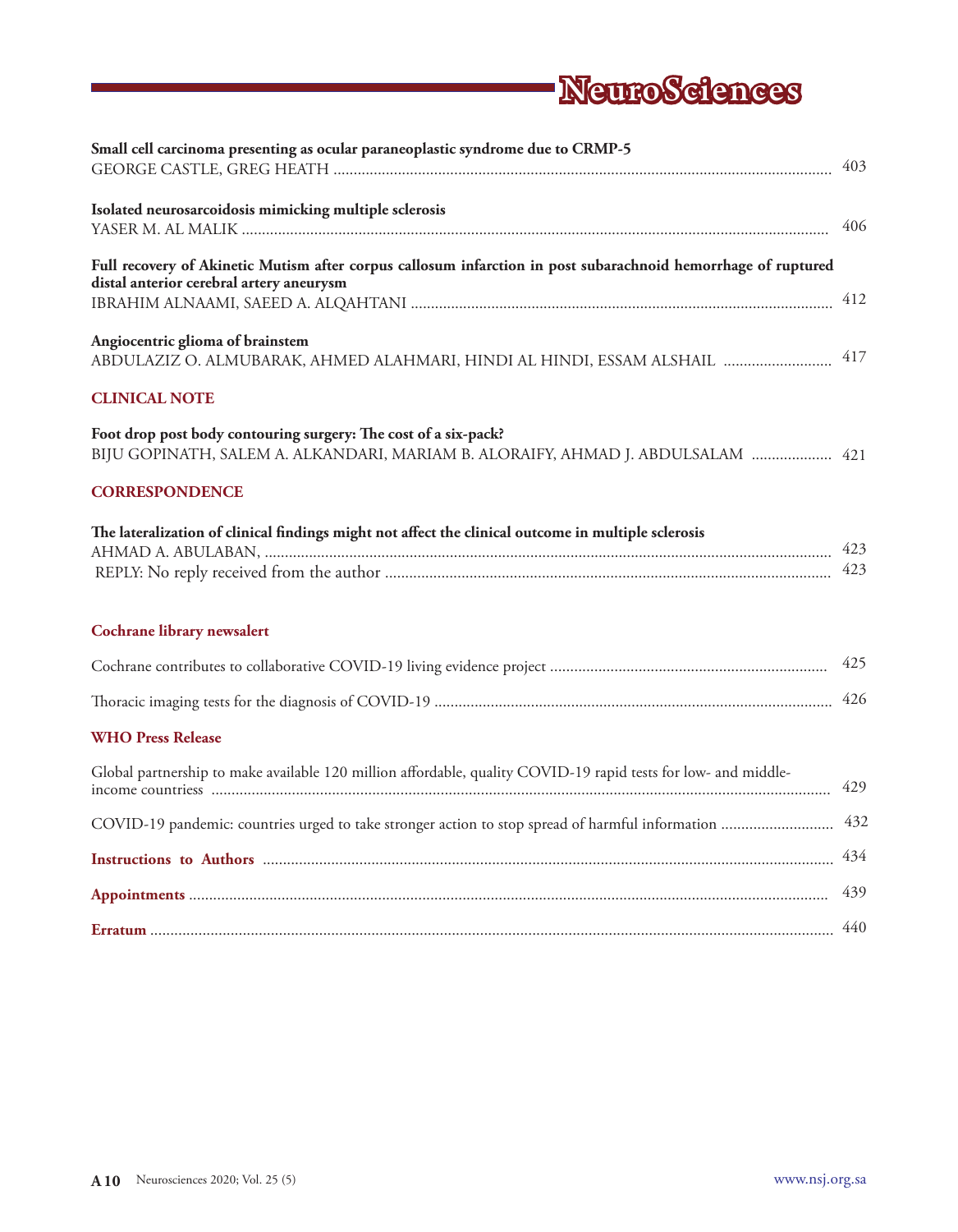**Small cell carcinoma presenting as ocular paraneoplastic syndrome due to CRMP-5**
GEORGE CASTLE, GREG HEATH ........................................................................................................................... 403

**Isolated neurosarcoidosis mimicking multiple sclerosis**
YASER M. AL MALIK ................................................................................................................................................. 406

**Full recovery of Akinetic Mutism after corpus callosum infarction in post subarachnoid hemorrhage of ruptured distal anterior cerebral artery aneurysm**
IBRAHIM ALNAAMI, SAEED A. ALQAHTANI ........................................................................................................ 412

**Angiocentric glioma of brainstem**
ABDULAZIZ O. ALMUBARAK, AHMED ALAHMARI, HINDI AL HINDI, ESSAM ALSHAIL ........................... 417

## CLINICAL NOTE

**Foot drop post body contouring surgery: The cost of a six-pack?**
BIJU GOPINATH, SALEM A. ALKANDARI, MARIAM B. ALORAIFY, AHMAD J. ABDULSALAM .................... 421

## CORRESPONDENCE

**The lateralization of clinical findings might not affect the clinical outcome in multiple sclerosis**
AHMAD A. ABULABAN, ........................................................................................................................................... 423
REPLY: No reply received from the author .............................................................................................................. 423

## Cochrane library newsalert

Cochrane contributes to collaborative COVID-19 living evidence project .................................................................... 425

Thoracic imaging tests for the diagnosis of COVID-19 .................................................................................................. 426

## WHO Press Release

Global partnership to make available 120 million affordable, quality COVID-19 rapid tests for low- and middle-income countriess ........................................................................................................................................................ 429

COVID-19 pandemic: countries urged to take stronger action to stop spread of harmful information ........................... 432

**Instructions to Authors** ............................................................................................................................................ 434

**Appointments** ............................................................................................................................................................ 439

**Erratum** ...................................................................................................................................................................... 440